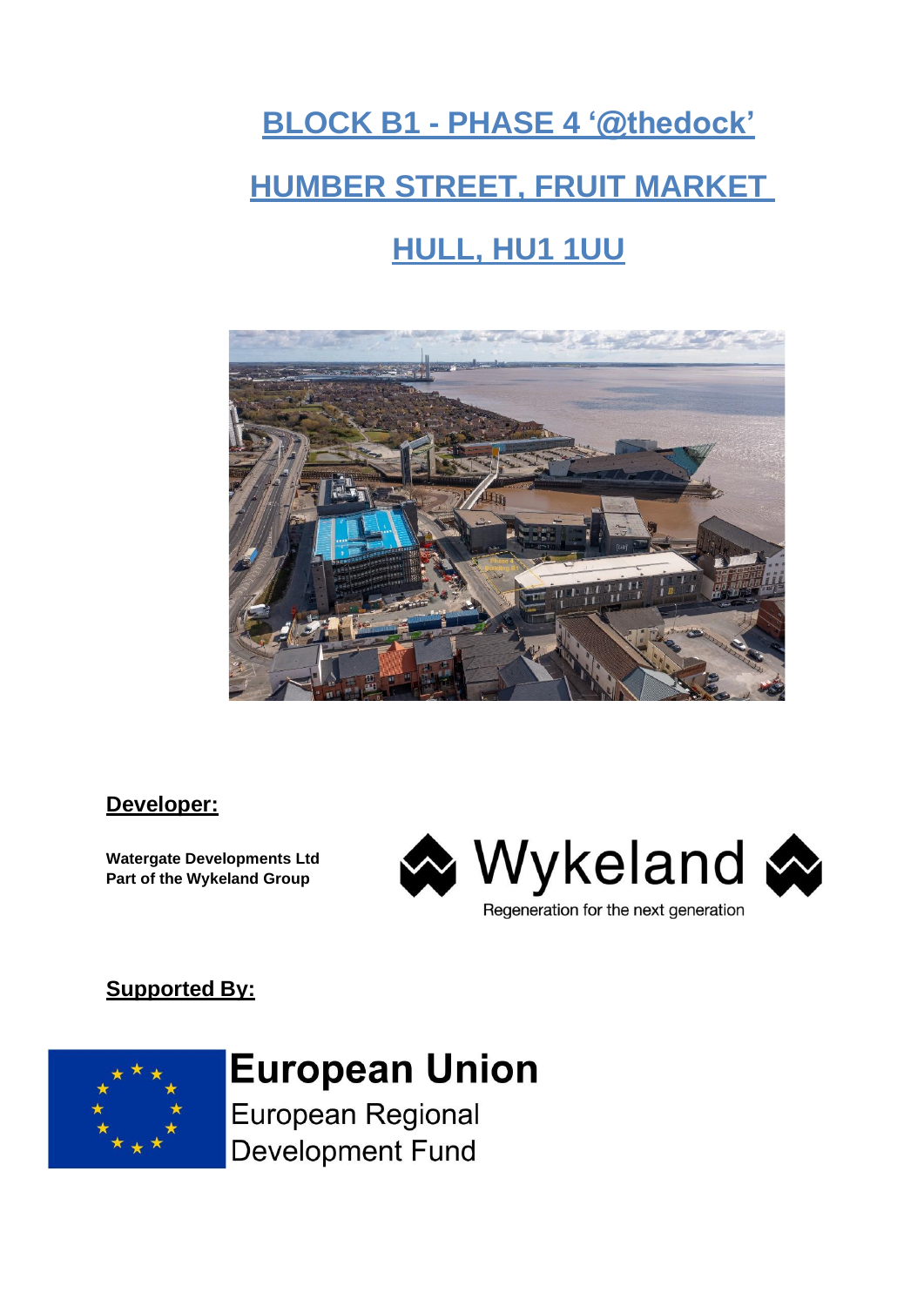# BLOCK B1 - PHASE 4 '@thedock'

# HUMBER STREET, FRUIT MARKET

# HULL, HU1 1UU

**Developer:**

**Watergate Developments Ltd**
**Part of the Wykeland Group**

Wykeland

Regeneration for the next generation

**Supported By:**

**European Union**
European Regional
Development Fund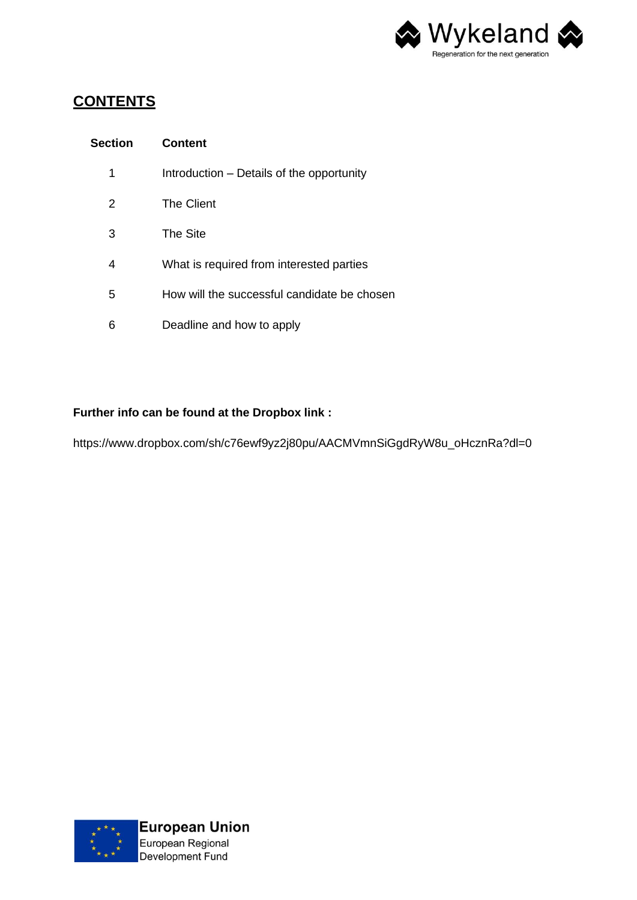## CONTENTS

| Section | Content |
| --- | --- |
| 1 | Introduction – Details of the opportunity |
| 2 | The Client |
| 3 | The Site |
| 4 | What is required from interested parties |
| 5 | How will the successful candidate be chosen |
| 6 | Deadline and how to apply |

**Further info can be found at the Dropbox link :**

https://www.dropbox.com/sh/c76ewf9yz2j80pu/AACMVmnSiGgdRyW8u_oHcznRa?dl=0

**European Union**
European Regional
Development Fund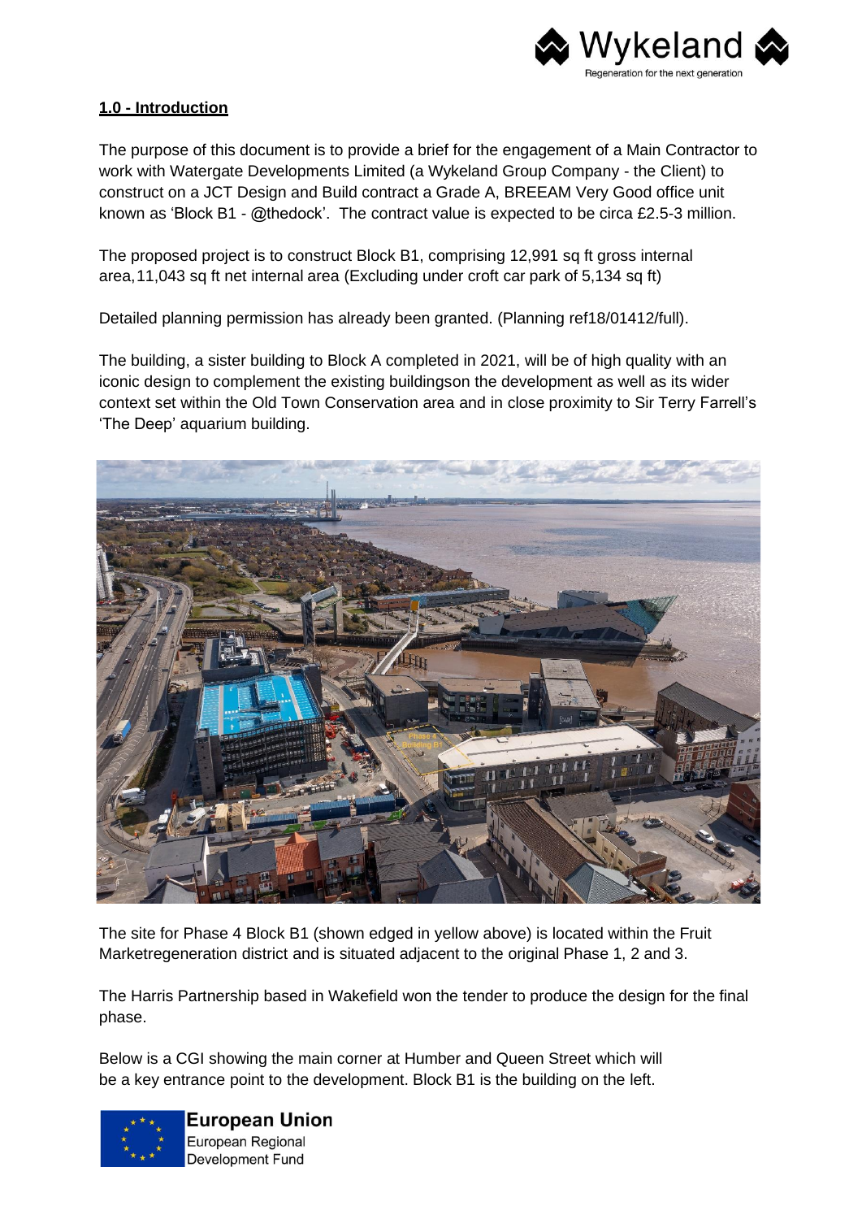## **1.0 - Introduction**

The purpose of this document is to provide a brief for the engagement of a Main Contractor to work with Watergate Developments Limited (a Wykeland Group Company - the Client) to construct on a JCT Design and Build contract a Grade A, BREEAM Very Good office unit known as 'Block B1 - @thedock'. The contract value is expected to be circa £2.5-3 million.

The proposed project is to construct Block B1, comprising 12,991 sq ft gross internal area, 11,043 sq ft net internal area (Excluding under croft car park of 5,134 sq ft)

Detailed planning permission has already been granted. (Planning ref18/01412/full).

The building, a sister building to Block A completed in 2021, will be of high quality with an iconic design to complement the existing buildingson the development as well as its wider context set within the Old Town Conservation area and in close proximity to Sir Terry Farrell's 'The Deep' aquarium building.

The site for Phase 4 Block B1 (shown edged in yellow above) is located within the Fruit Marketregeneration district and is situated adjacent to the original Phase 1, 2 and 3.

The Harris Partnership based in Wakefield won the tender to produce the design for the final phase.

Below is a CGI showing the main corner at Humber and Queen Street which will be a key entrance point to the development. Block B1 is the building on the left.

**European Union**
European Regional Development Fund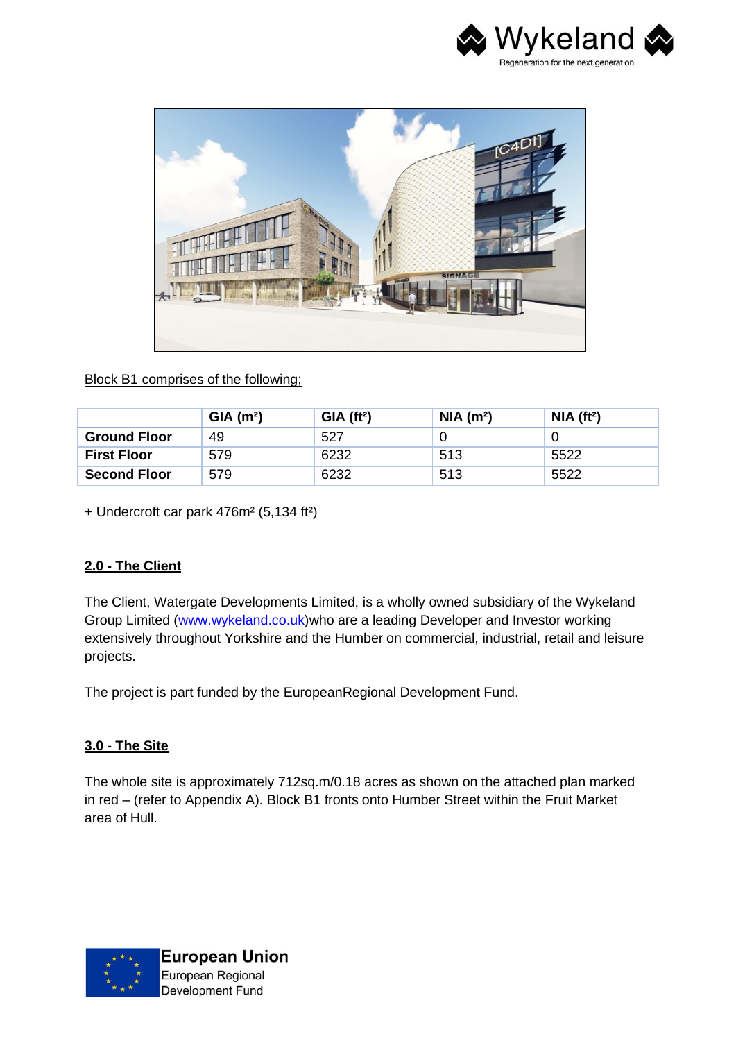Block B1 comprises of the following;

| | GIA (m²) | GIA (ft²) | NIA (m²) | NIA (ft²) |
|---|---|---|---|---|
| **Ground Floor** | 49 | 527 | 0 | 0 |
| **First Floor** | 579 | 6232 | 513 | 5522 |
| **Second Floor** | 579 | 6232 | 513 | 5522 |

+ Undercroft car park 476m² (5,134 ft²)

## 2.0 - The Client

The Client, Watergate Developments Limited, is a wholly owned subsidiary of the Wykeland Group Limited (www.wykeland.co.uk)who are a leading Developer and Investor working extensively throughout Yorkshire and the Humber on commercial, industrial, retail and leisure projects.

The project is part funded by the EuropeanRegional Development Fund.

## 3.0 - The Site

The whole site is approximately 712sq.m/0.18 acres as shown on the attached plan marked in red – (refer to Appendix A). Block B1 fronts onto Humber Street within the Fruit Market area of Hull.

**European Union**
European Regional
Development Fund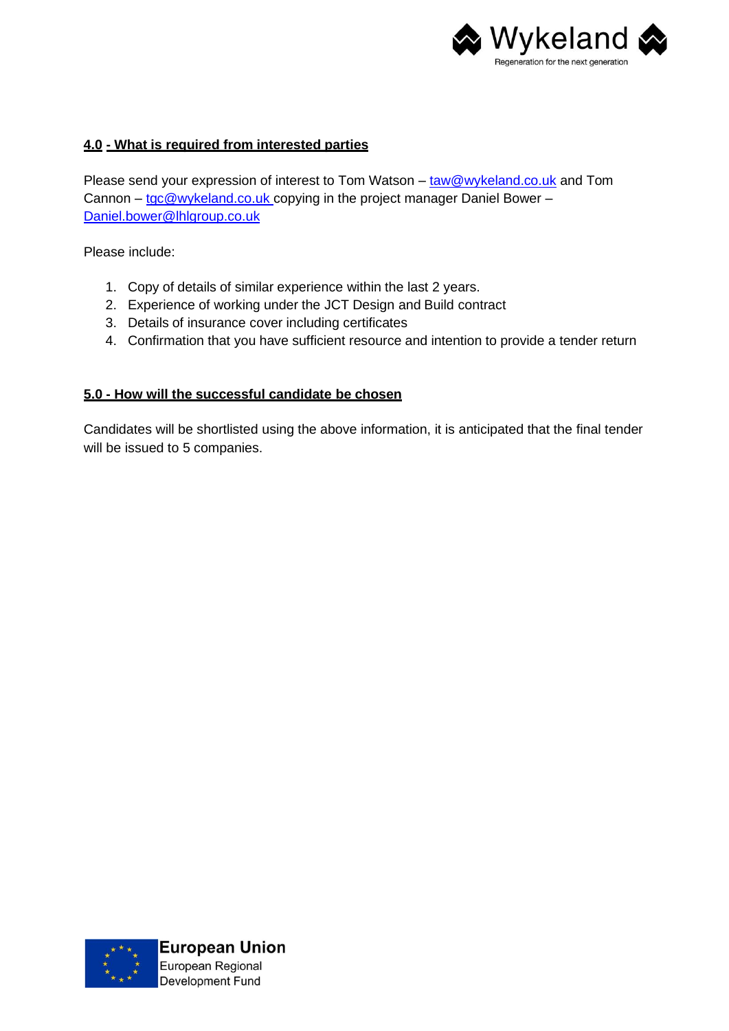## 4.0 - What is required from interested parties

Please send your expression of interest to Tom Watson – taw@wykeland.co.uk and Tom Cannon – tgc@wykeland.co.uk copying in the project manager Daniel Bower – Daniel.bower@lhlgroup.co.uk

Please include:

1. Copy of details of similar experience within the last 2 years.
2. Experience of working under the JCT Design and Build contract
3. Details of insurance cover including certificates
4. Confirmation that you have sufficient resource and intention to provide a tender return

## 5.0 - How will the successful candidate be chosen

Candidates will be shortlisted using the above information, it is anticipated that the final tender will be issued to 5 companies.